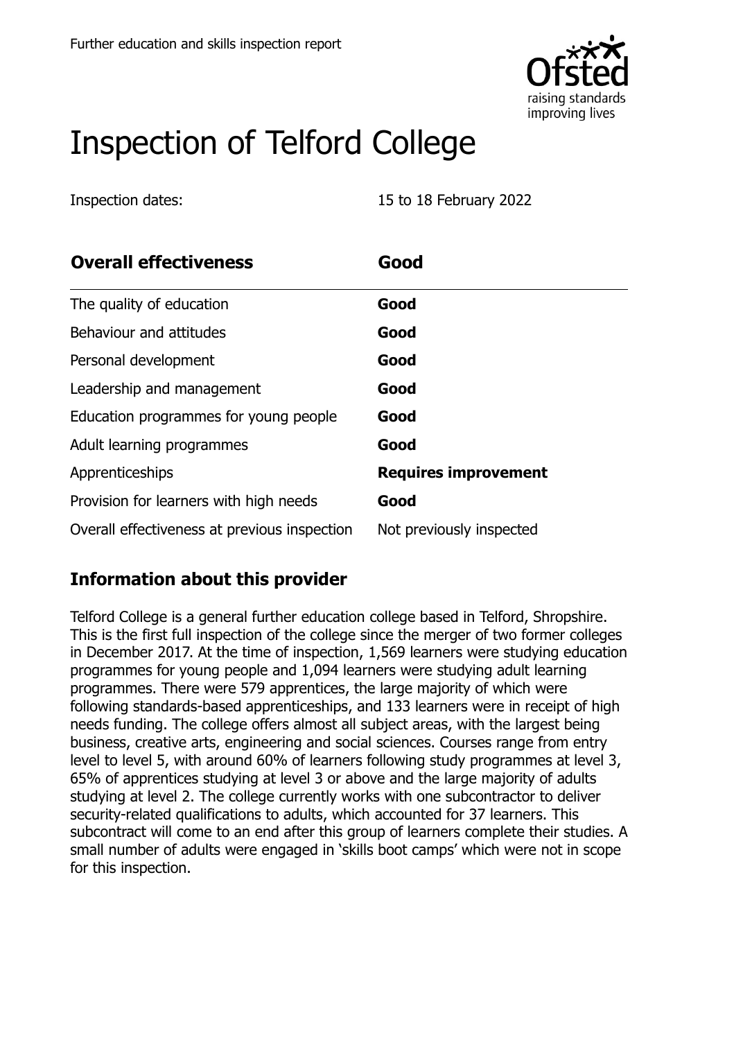Further education and skills inspection report

# Inspection of Telford College

Inspection dates: 15 to 18 February 2022

| **Overall effectiveness** | **Good** |
| --- | --- |
| The quality of education | **Good** |
| Behaviour and attitudes | **Good** |
| Personal development | **Good** |
| Leadership and management | **Good** |
| Education programmes for young people | **Good** |
| Adult learning programmes | **Good** |
| Apprenticeships | **Requires improvement** |
| Provision for learners with high needs | **Good** |
| Overall effectiveness at previous inspection | Not previously inspected |

## Information about this provider

Telford College is a general further education college based in Telford, Shropshire. This is the first full inspection of the college since the merger of two former colleges in December 2017. At the time of inspection, 1,569 learners were studying education programmes for young people and 1,094 learners were studying adult learning programmes. There were 579 apprentices, the large majority of which were following standards-based apprenticeships, and 133 learners were in receipt of high needs funding. The college offers almost all subject areas, with the largest being business, creative arts, engineering and social sciences. Courses range from entry level to level 5, with around 60% of learners following study programmes at level 3, 65% of apprentices studying at level 3 or above and the large majority of adults studying at level 2. The college currently works with one subcontractor to deliver security-related qualifications to adults, which accounted for 37 learners. This subcontract will come to an end after this group of learners complete their studies. A small number of adults were engaged in 'skills boot camps' which were not in scope for this inspection.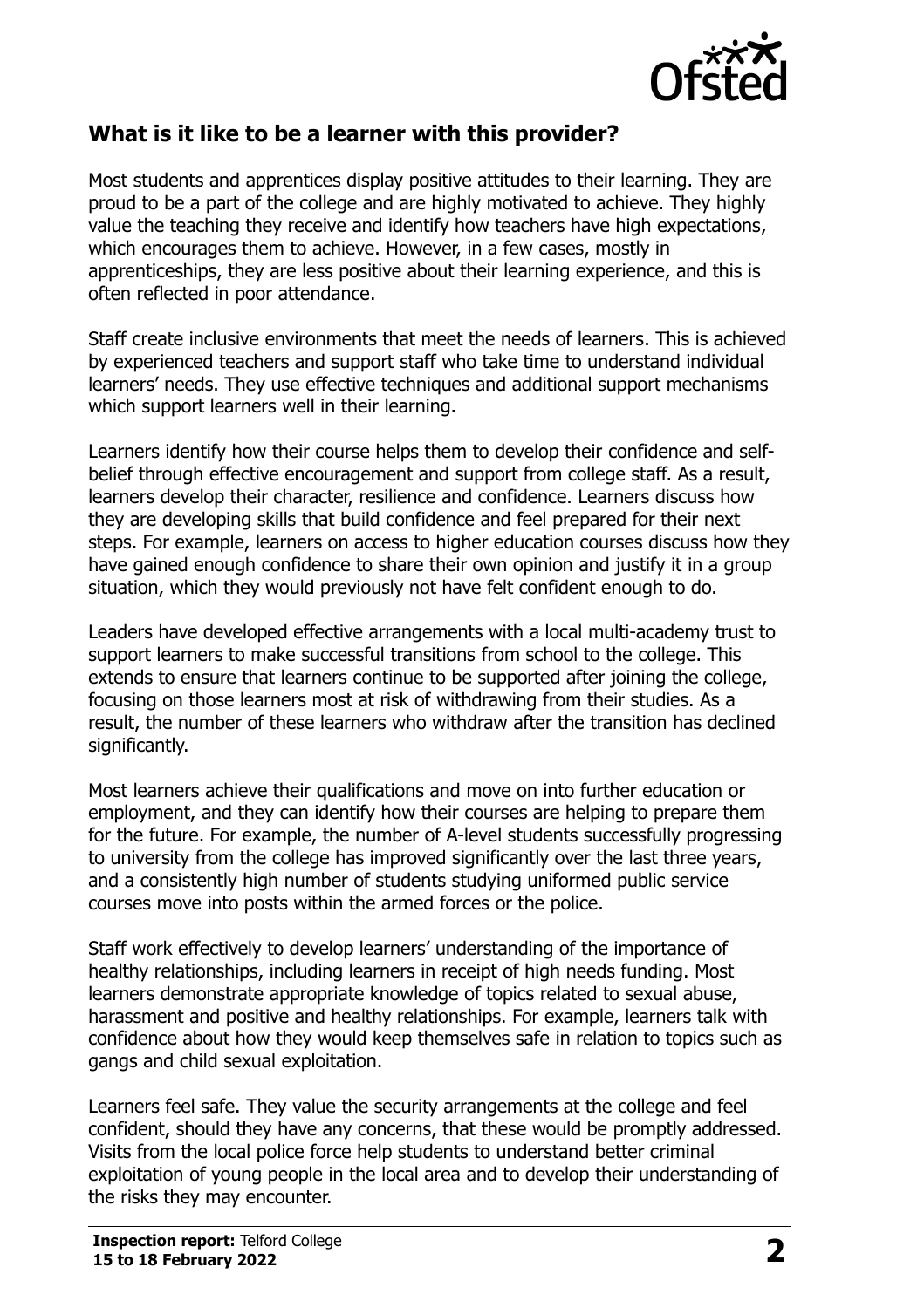## What is it like to be a learner with this provider?

Most students and apprentices display positive attitudes to their learning. They are proud to be a part of the college and are highly motivated to achieve. They highly value the teaching they receive and identify how teachers have high expectations, which encourages them to achieve. However, in a few cases, mostly in apprenticeships, they are less positive about their learning experience, and this is often reflected in poor attendance.

Staff create inclusive environments that meet the needs of learners. This is achieved by experienced teachers and support staff who take time to understand individual learners' needs. They use effective techniques and additional support mechanisms which support learners well in their learning.

Learners identify how their course helps them to develop their confidence and self-belief through effective encouragement and support from college staff. As a result, learners develop their character, resilience and confidence. Learners discuss how they are developing skills that build confidence and feel prepared for their next steps. For example, learners on access to higher education courses discuss how they have gained enough confidence to share their own opinion and justify it in a group situation, which they would previously not have felt confident enough to do.

Leaders have developed effective arrangements with a local multi-academy trust to support learners to make successful transitions from school to the college. This extends to ensure that learners continue to be supported after joining the college, focusing on those learners most at risk of withdrawing from their studies. As a result, the number of these learners who withdraw after the transition has declined significantly.

Most learners achieve their qualifications and move on into further education or employment, and they can identify how their courses are helping to prepare them for the future. For example, the number of A-level students successfully progressing to university from the college has improved significantly over the last three years, and a consistently high number of students studying uniformed public service courses move into posts within the armed forces or the police.

Staff work effectively to develop learners' understanding of the importance of healthy relationships, including learners in receipt of high needs funding. Most learners demonstrate appropriate knowledge of topics related to sexual abuse, harassment and positive and healthy relationships. For example, learners talk with confidence about how they would keep themselves safe in relation to topics such as gangs and child sexual exploitation.

Learners feel safe. They value the security arrangements at the college and feel confident, should they have any concerns, that these would be promptly addressed. Visits from the local police force help students to understand better criminal exploitation of young people in the local area and to develop their understanding of the risks they may encounter.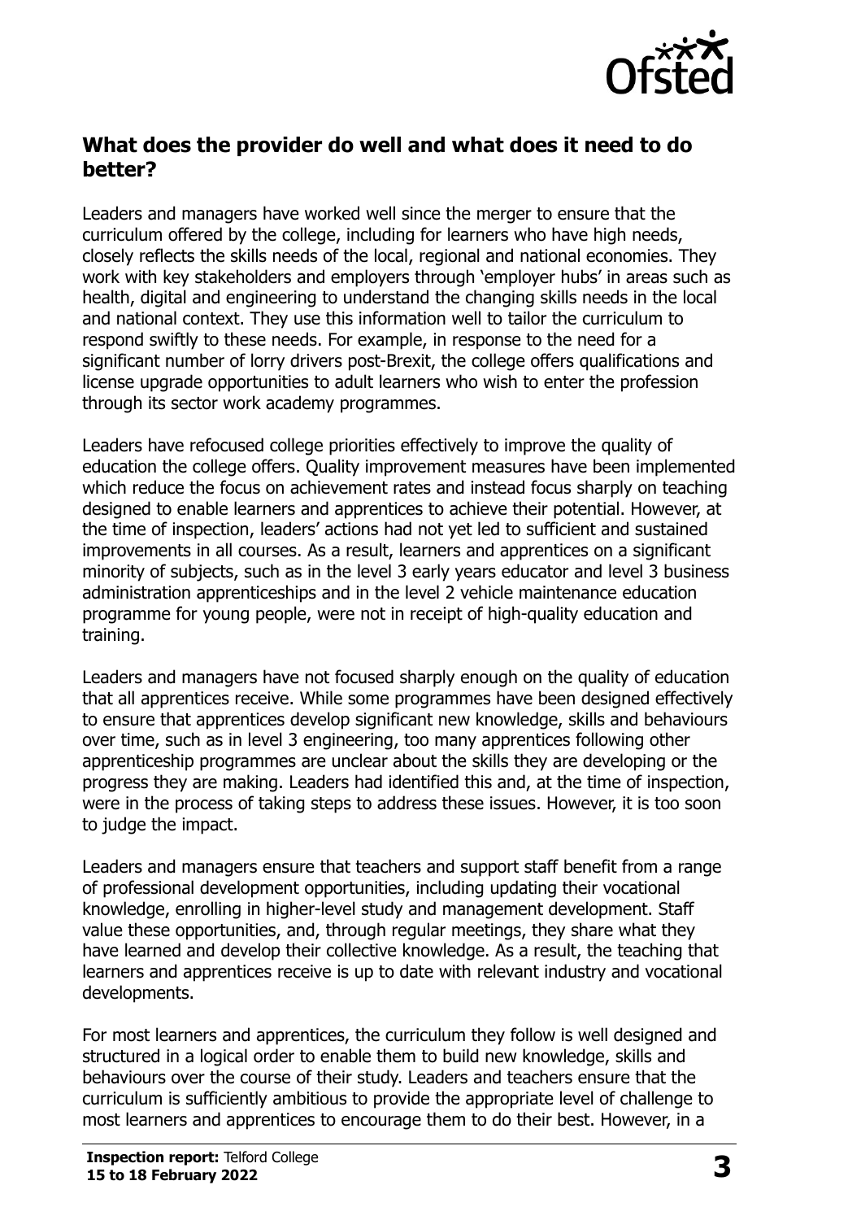## What does the provider do well and what does it need to do better?

Leaders and managers have worked well since the merger to ensure that the curriculum offered by the college, including for learners who have high needs, closely reflects the skills needs of the local, regional and national economies. They work with key stakeholders and employers through 'employer hubs' in areas such as health, digital and engineering to understand the changing skills needs in the local and national context. They use this information well to tailor the curriculum to respond swiftly to these needs. For example, in response to the need for a significant number of lorry drivers post-Brexit, the college offers qualifications and license upgrade opportunities to adult learners who wish to enter the profession through its sector work academy programmes.

Leaders have refocused college priorities effectively to improve the quality of education the college offers. Quality improvement measures have been implemented which reduce the focus on achievement rates and instead focus sharply on teaching designed to enable learners and apprentices to achieve their potential. However, at the time of inspection, leaders' actions had not yet led to sufficient and sustained improvements in all courses. As a result, learners and apprentices on a significant minority of subjects, such as in the level 3 early years educator and level 3 business administration apprenticeships and in the level 2 vehicle maintenance education programme for young people, were not in receipt of high-quality education and training.

Leaders and managers have not focused sharply enough on the quality of education that all apprentices receive. While some programmes have been designed effectively to ensure that apprentices develop significant new knowledge, skills and behaviours over time, such as in level 3 engineering, too many apprentices following other apprenticeship programmes are unclear about the skills they are developing or the progress they are making. Leaders had identified this and, at the time of inspection, were in the process of taking steps to address these issues. However, it is too soon to judge the impact.

Leaders and managers ensure that teachers and support staff benefit from a range of professional development opportunities, including updating their vocational knowledge, enrolling in higher-level study and management development. Staff value these opportunities, and, through regular meetings, they share what they have learned and develop their collective knowledge. As a result, the teaching that learners and apprentices receive is up to date with relevant industry and vocational developments.

For most learners and apprentices, the curriculum they follow is well designed and structured in a logical order to enable them to build new knowledge, skills and behaviours over the course of their study. Leaders and teachers ensure that the curriculum is sufficiently ambitious to provide the appropriate level of challenge to most learners and apprentices to encourage them to do their best. However, in a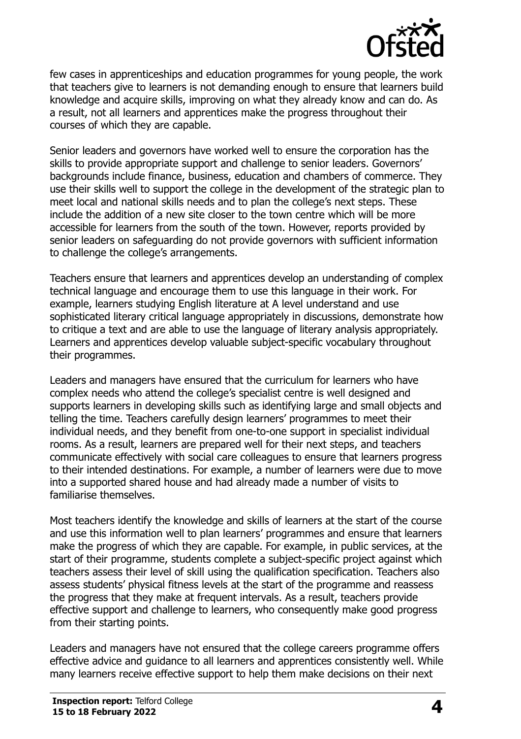few cases in apprenticeships and education programmes for young people, the work that teachers give to learners is not demanding enough to ensure that learners build knowledge and acquire skills, improving on what they already know and can do. As a result, not all learners and apprentices make the progress throughout their courses of which they are capable.

Senior leaders and governors have worked well to ensure the corporation has the skills to provide appropriate support and challenge to senior leaders. Governors' backgrounds include finance, business, education and chambers of commerce. They use their skills well to support the college in the development of the strategic plan to meet local and national skills needs and to plan the college's next steps. These include the addition of a new site closer to the town centre which will be more accessible for learners from the south of the town. However, reports provided by senior leaders on safeguarding do not provide governors with sufficient information to challenge the college's arrangements.

Teachers ensure that learners and apprentices develop an understanding of complex technical language and encourage them to use this language in their work. For example, learners studying English literature at A level understand and use sophisticated literary critical language appropriately in discussions, demonstrate how to critique a text and are able to use the language of literary analysis appropriately. Learners and apprentices develop valuable subject-specific vocabulary throughout their programmes.

Leaders and managers have ensured that the curriculum for learners who have complex needs who attend the college's specialist centre is well designed and supports learners in developing skills such as identifying large and small objects and telling the time. Teachers carefully design learners' programmes to meet their individual needs, and they benefit from one-to-one support in specialist individual rooms. As a result, learners are prepared well for their next steps, and teachers communicate effectively with social care colleagues to ensure that learners progress to their intended destinations. For example, a number of learners were due to move into a supported shared house and had already made a number of visits to familiarise themselves.

Most teachers identify the knowledge and skills of learners at the start of the course and use this information well to plan learners' programmes and ensure that learners make the progress of which they are capable. For example, in public services, at the start of their programme, students complete a subject-specific project against which teachers assess their level of skill using the qualification specification. Teachers also assess students' physical fitness levels at the start of the programme and reassess the progress that they make at frequent intervals. As a result, teachers provide effective support and challenge to learners, who consequently make good progress from their starting points.

Leaders and managers have not ensured that the college careers programme offers effective advice and guidance to all learners and apprentices consistently well. While many learners receive effective support to help them make decisions on their next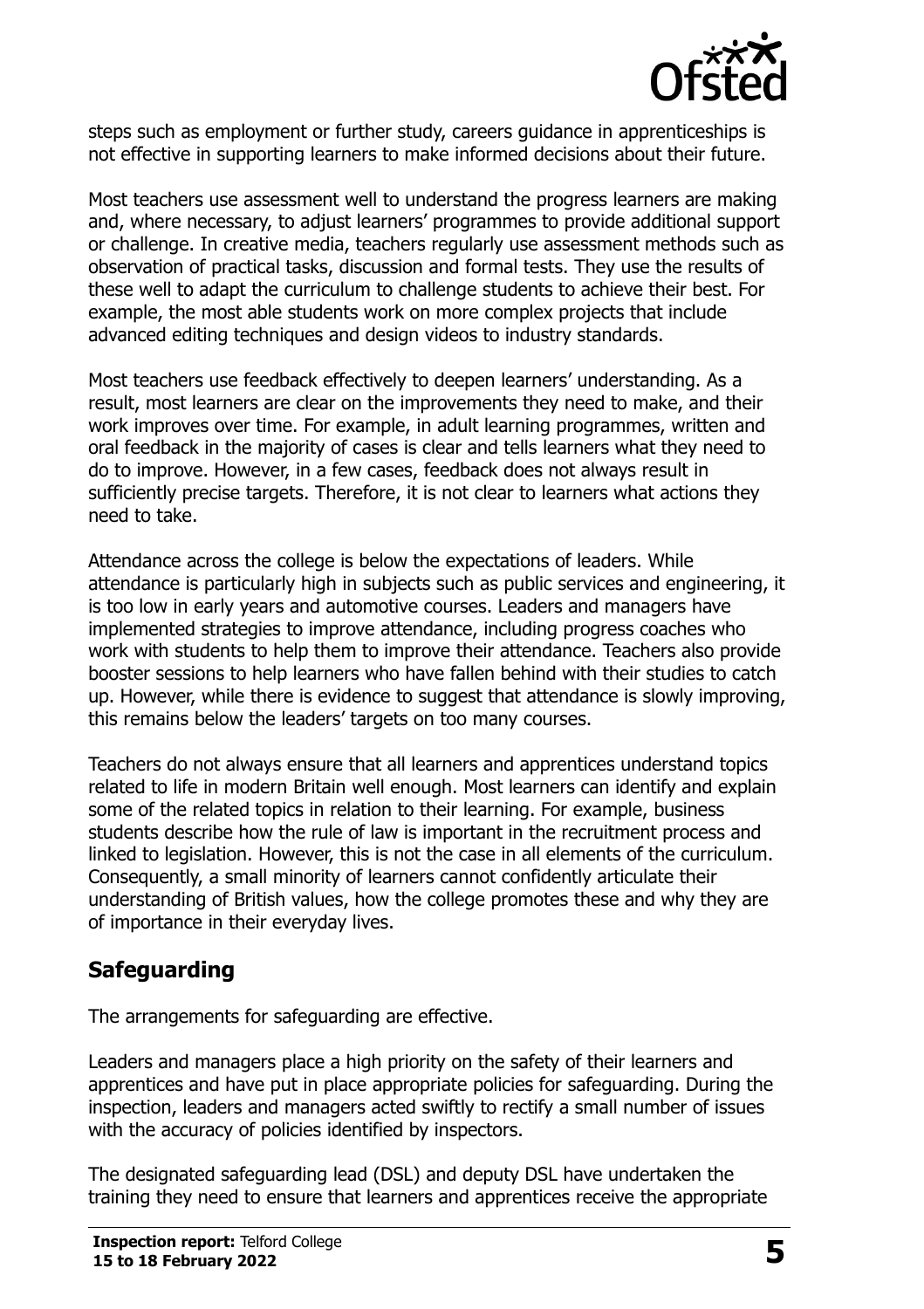steps such as employment or further study, careers guidance in apprenticeships is not effective in supporting learners to make informed decisions about their future.

Most teachers use assessment well to understand the progress learners are making and, where necessary, to adjust learners' programmes to provide additional support or challenge. In creative media, teachers regularly use assessment methods such as observation of practical tasks, discussion and formal tests. They use the results of these well to adapt the curriculum to challenge students to achieve their best. For example, the most able students work on more complex projects that include advanced editing techniques and design videos to industry standards.

Most teachers use feedback effectively to deepen learners' understanding. As a result, most learners are clear on the improvements they need to make, and their work improves over time. For example, in adult learning programmes, written and oral feedback in the majority of cases is clear and tells learners what they need to do to improve. However, in a few cases, feedback does not always result in sufficiently precise targets. Therefore, it is not clear to learners what actions they need to take.

Attendance across the college is below the expectations of leaders. While attendance is particularly high in subjects such as public services and engineering, it is too low in early years and automotive courses. Leaders and managers have implemented strategies to improve attendance, including progress coaches who work with students to help them to improve their attendance. Teachers also provide booster sessions to help learners who have fallen behind with their studies to catch up. However, while there is evidence to suggest that attendance is slowly improving, this remains below the leaders' targets on too many courses.

Teachers do not always ensure that all learners and apprentices understand topics related to life in modern Britain well enough. Most learners can identify and explain some of the related topics in relation to their learning. For example, business students describe how the rule of law is important in the recruitment process and linked to legislation. However, this is not the case in all elements of the curriculum. Consequently, a small minority of learners cannot confidently articulate their understanding of British values, how the college promotes these and why they are of importance in their everyday lives.

## Safeguarding

The arrangements for safeguarding are effective.

Leaders and managers place a high priority on the safety of their learners and apprentices and have put in place appropriate policies for safeguarding. During the inspection, leaders and managers acted swiftly to rectify a small number of issues with the accuracy of policies identified by inspectors.

The designated safeguarding lead (DSL) and deputy DSL have undertaken the training they need to ensure that learners and apprentices receive the appropriate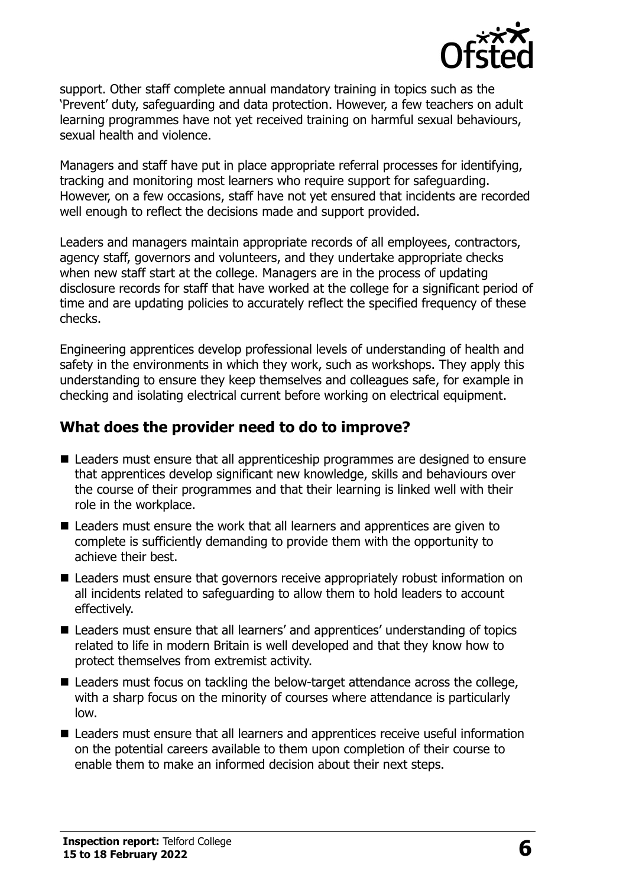support. Other staff complete annual mandatory training in topics such as the 'Prevent' duty, safeguarding and data protection. However, a few teachers on adult learning programmes have not yet received training on harmful sexual behaviours, sexual health and violence.

Managers and staff have put in place appropriate referral processes for identifying, tracking and monitoring most learners who require support for safeguarding. However, on a few occasions, staff have not yet ensured that incidents are recorded well enough to reflect the decisions made and support provided.

Leaders and managers maintain appropriate records of all employees, contractors, agency staff, governors and volunteers, and they undertake appropriate checks when new staff start at the college. Managers are in the process of updating disclosure records for staff that have worked at the college for a significant period of time and are updating policies to accurately reflect the specified frequency of these checks.

Engineering apprentices develop professional levels of understanding of health and safety in the environments in which they work, such as workshops. They apply this understanding to ensure they keep themselves and colleagues safe, for example in checking and isolating electrical current before working on electrical equipment.

## What does the provider need to do to improve?

- Leaders must ensure that all apprenticeship programmes are designed to ensure that apprentices develop significant new knowledge, skills and behaviours over the course of their programmes and that their learning is linked well with their role in the workplace.
- Leaders must ensure the work that all learners and apprentices are given to complete is sufficiently demanding to provide them with the opportunity to achieve their best.
- Leaders must ensure that governors receive appropriately robust information on all incidents related to safeguarding to allow them to hold leaders to account effectively.
- Leaders must ensure that all learners' and apprentices' understanding of topics related to life in modern Britain is well developed and that they know how to protect themselves from extremist activity.
- Leaders must focus on tackling the below-target attendance across the college, with a sharp focus on the minority of courses where attendance is particularly low.
- Leaders must ensure that all learners and apprentices receive useful information on the potential careers available to them upon completion of their course to enable them to make an informed decision about their next steps.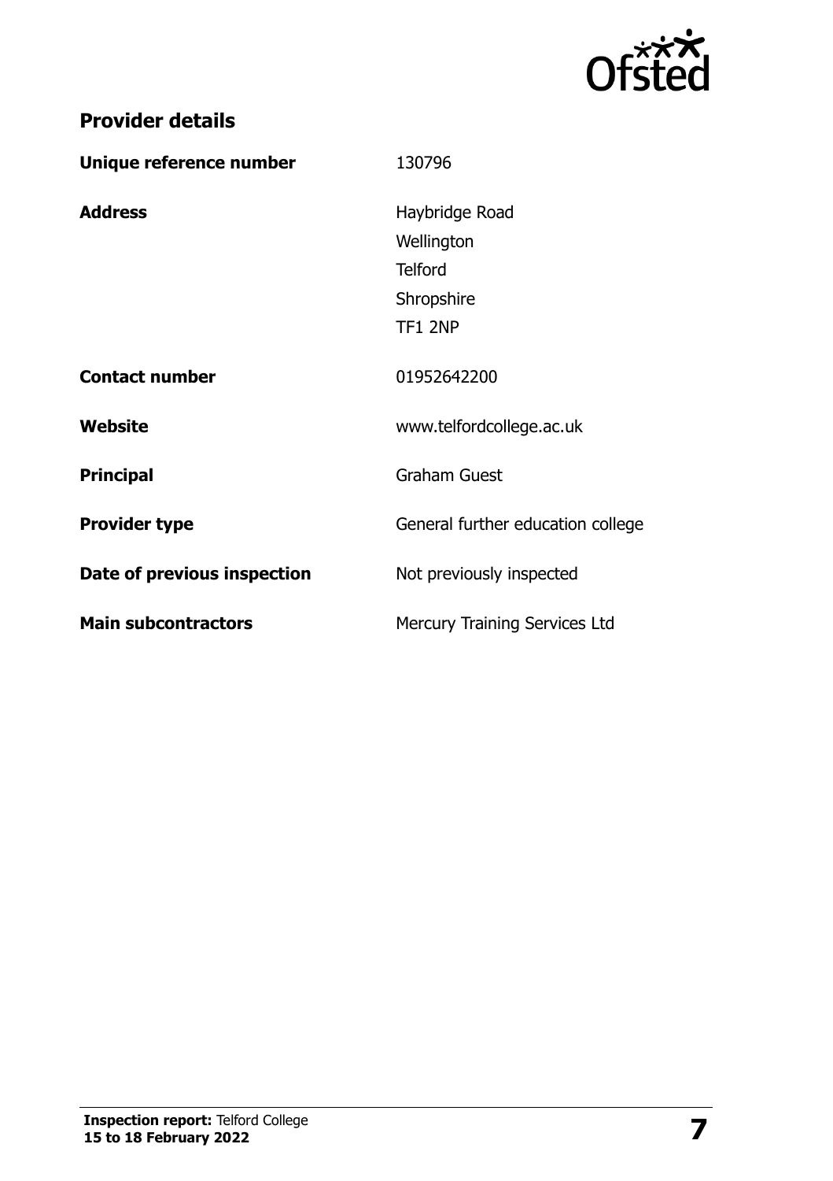## Provider details

| | |
|---|---|
| **Unique reference number** | 130796 |
| **Address** | Haybridge Road<br>Wellington<br>Telford<br>Shropshire<br>TF1 2NP |
| **Contact number** | 01952642200 |
| **Website** | www.telfordcollege.ac.uk |
| **Principal** | Graham Guest |
| **Provider type** | General further education college |
| **Date of previous inspection** | Not previously inspected |
| **Main subcontractors** | Mercury Training Services Ltd |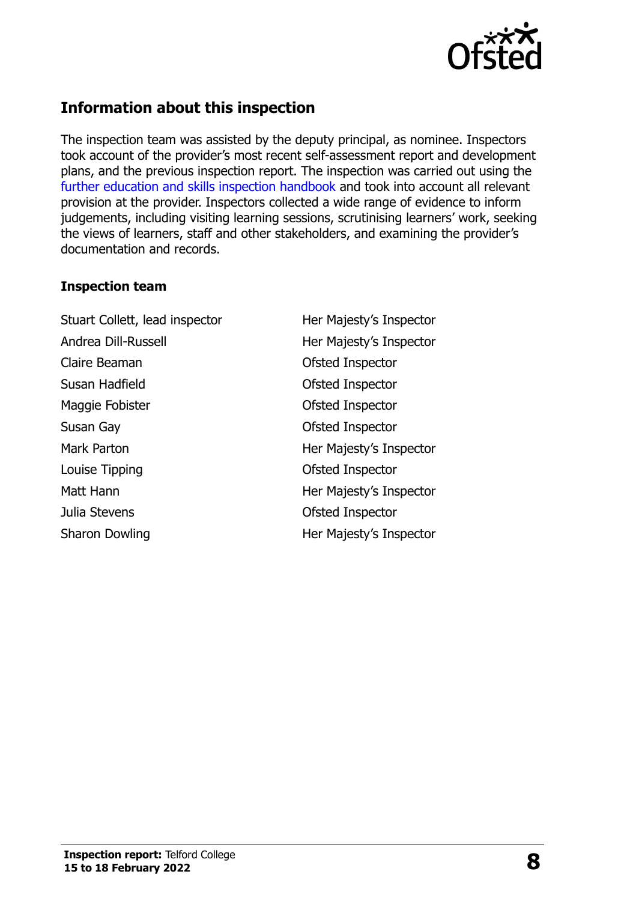## Information about this inspection

The inspection team was assisted by the deputy principal, as nominee. Inspectors took account of the provider's most recent self-assessment report and development plans, and the previous inspection report. The inspection was carried out using the further education and skills inspection handbook and took into account all relevant provision at the provider. Inspectors collected a wide range of evidence to inform judgements, including visiting learning sessions, scrutinising learners' work, seeking the views of learners, staff and other stakeholders, and examining the provider's documentation and records.

### Inspection team

| | |
|---|---|
| Stuart Collett, lead inspector | Her Majesty's Inspector |
| Andrea Dill-Russell | Her Majesty's Inspector |
| Claire Beaman | Ofsted Inspector |
| Susan Hadfield | Ofsted Inspector |
| Maggie Fobister | Ofsted Inspector |
| Susan Gay | Ofsted Inspector |
| Mark Parton | Her Majesty's Inspector |
| Louise Tipping | Ofsted Inspector |
| Matt Hann | Her Majesty's Inspector |
| Julia Stevens | Ofsted Inspector |
| Sharon Dowling | Her Majesty's Inspector |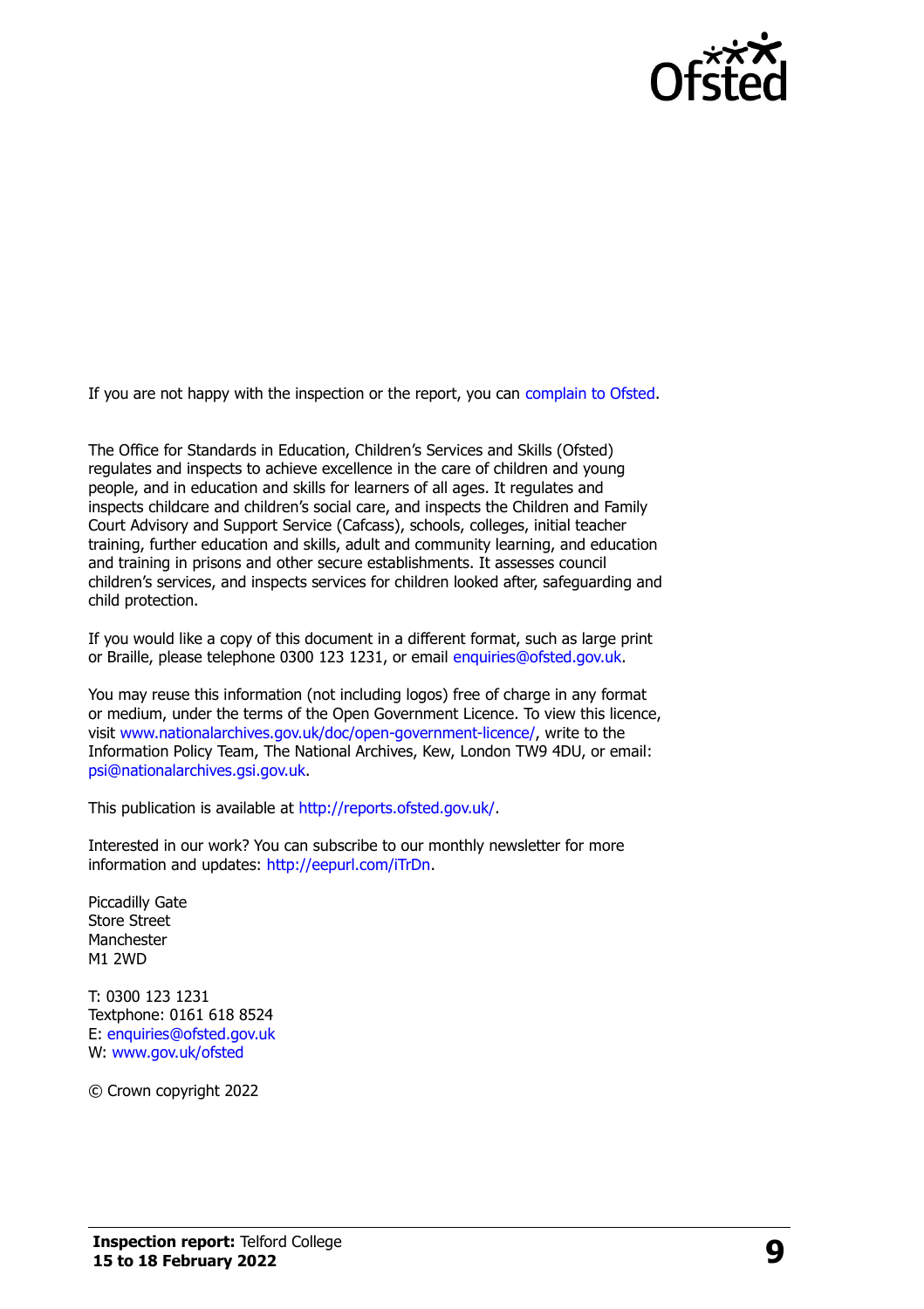If you are not happy with the inspection or the report, you can complain to Ofsted.

The Office for Standards in Education, Children's Services and Skills (Ofsted) regulates and inspects to achieve excellence in the care of children and young people, and in education and skills for learners of all ages. It regulates and inspects childcare and children's social care, and inspects the Children and Family Court Advisory and Support Service (Cafcass), schools, colleges, initial teacher training, further education and skills, adult and community learning, and education and training in prisons and other secure establishments. It assesses council children's services, and inspects services for children looked after, safeguarding and child protection.

If you would like a copy of this document in a different format, such as large print or Braille, please telephone 0300 123 1231, or email enquiries@ofsted.gov.uk.

You may reuse this information (not including logos) free of charge in any format or medium, under the terms of the Open Government Licence. To view this licence, visit www.nationalarchives.gov.uk/doc/open-government-licence/, write to the Information Policy Team, The National Archives, Kew, London TW9 4DU, or email: psi@nationalarchives.gsi.gov.uk.

This publication is available at http://reports.ofsted.gov.uk/.

Interested in our work? You can subscribe to our monthly newsletter for more information and updates: http://eepurl.com/iTrDn.

Piccadilly Gate
Store Street
Manchester
M1 2WD

T: 0300 123 1231
Textphone: 0161 618 8524
E: enquiries@ofsted.gov.uk
W: www.gov.uk/ofsted

© Crown copyright 2022